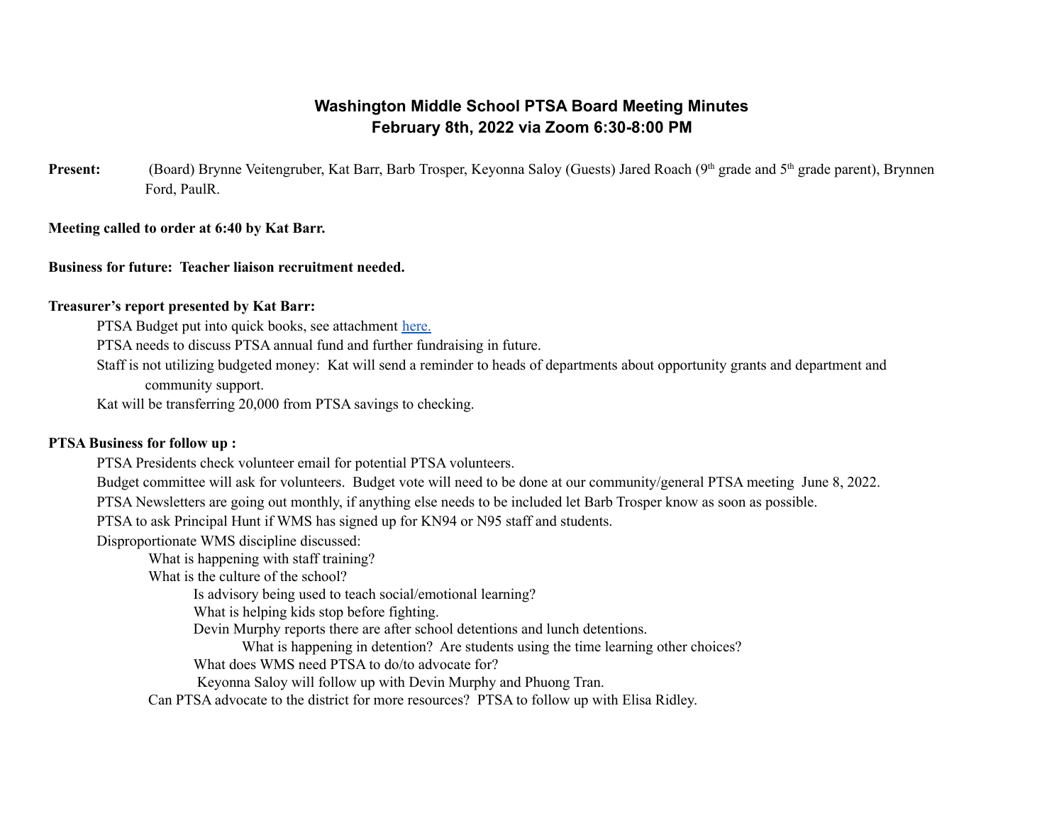# Washington Middle School PTSA Board Meeting Minutes
## February 8th, 2022 via Zoom 6:30-8:00 PM

**Present:** (Board) Brynne Veitengruber, Kat Barr, Barb Trosper, Keyonna Saloy (Guests) Jared Roach (9th grade and 5th grade parent), Brynnen Ford, PaulR.

**Meeting called to order at 6:40 by Kat Barr.**

**Business for future: Teacher liaison recruitment needed.**

**Treasurer's report presented by Kat Barr:**

- PTSA Budget put into quick books, see attachment [here.]()
- PTSA needs to discuss PTSA annual fund and further fundraising in future.
- Staff is not utilizing budgeted money: Kat will send a reminder to heads of departments about opportunity grants and department and community support.
- Kat will be transferring 20,000 from PTSA savings to checking.

**PTSA Business for follow up :**

- PTSA Presidents check volunteer email for potential PTSA volunteers.
- Budget committee will ask for volunteers. Budget vote will need to be done at our community/general PTSA meeting June 8, 2022.
- PTSA Newsletters are going out monthly, if anything else needs to be included let Barb Trosper know as soon as possible.
- PTSA to ask Principal Hunt if WMS has signed up for KN94 or N95 staff and students.
- Disproportionate WMS discipline discussed:
  - What is happening with staff training?
  - What is the culture of the school?
    - Is advisory being used to teach social/emotional learning?
    - What is helping kids stop before fighting.
    - Devin Murphy reports there are after school detentions and lunch detentions.
      - What is happening in detention? Are students using the time learning other choices?
    - What does WMS need PTSA to do/to advocate for?
    - Keyonna Saloy will follow up with Devin Murphy and Phuong Tran.
  - Can PTSA advocate to the district for more resources? PTSA to follow up with Elisa Ridley.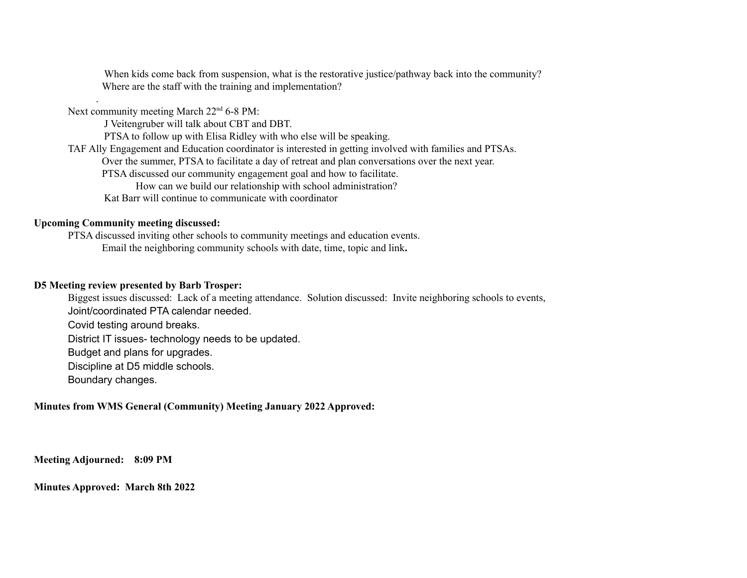When kids come back from suspension, what is the restorative justice/pathway back into the community?

Where are the staff with the training and implementation?

.

Next community meeting March 22nd 6-8 PM:

J Veitengruber will talk about CBT and DBT.

PTSA to follow up with Elisa Ridley with who else will be speaking.

TAF Ally Engagement and Education coordinator is interested in getting involved with families and PTSAs.

Over the summer, PTSA to facilitate a day of retreat and plan conversations over the next year.

PTSA discussed our community engagement goal and how to facilitate.

How can we build our relationship with school administration?

Kat Barr will continue to communicate with coordinator

**Upcoming Community meeting discussed:**

PTSA discussed inviting other schools to community meetings and education events.

Email the neighboring community schools with date, time, topic and link**.**

**D5 Meeting review presented by Barb Trosper:**

Biggest issues discussed: Lack of a meeting attendance. Solution discussed: Invite neighboring schools to events,

Joint/coordinated PTA calendar needed.

Covid testing around breaks.

District IT issues- technology needs to be updated.

Budget and plans for upgrades.

Discipline at D5 middle schools.

Boundary changes.

**Minutes from WMS General (Community) Meeting January 2022 Approved:**

**Meeting Adjourned: 8:09 PM**

**Minutes Approved: March 8th 2022**